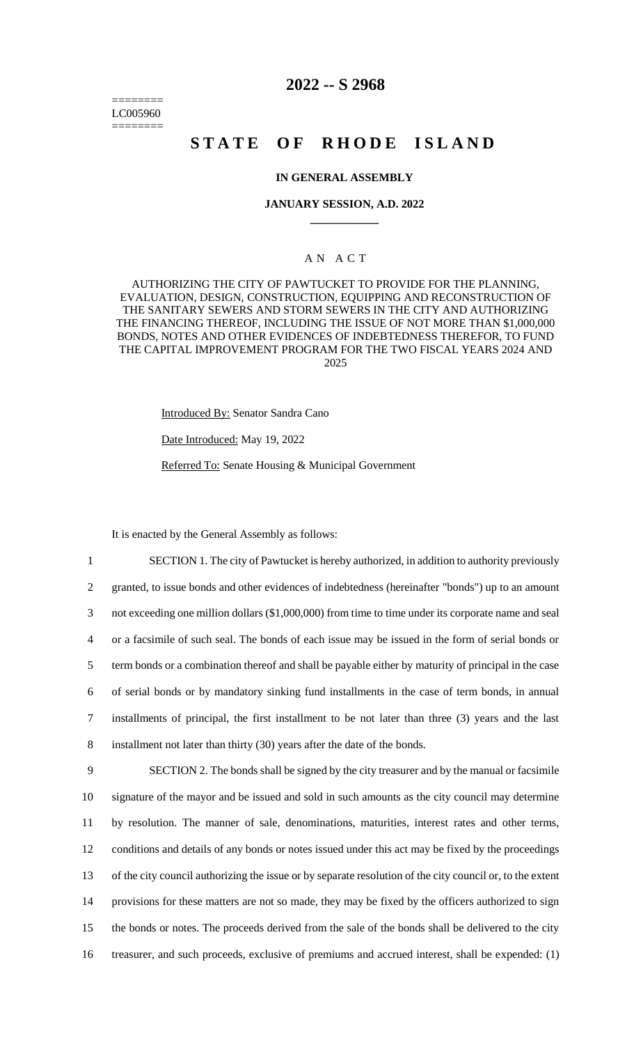========
LC005960
========

# 2022 -- S 2968

# STATE OF RHODE ISLAND

### IN GENERAL ASSEMBLY

### JANUARY SESSION, A.D. 2022

### A N A C T

AUTHORIZING THE CITY OF PAWTUCKET TO PROVIDE FOR THE PLANNING, EVALUATION, DESIGN, CONSTRUCTION, EQUIPPING AND RECONSTRUCTION OF THE SANITARY SEWERS AND STORM SEWERS IN THE CITY AND AUTHORIZING THE FINANCING THEREOF, INCLUDING THE ISSUE OF NOT MORE THAN $1,000,000 BONDS, NOTES AND OTHER EVIDENCES OF INDEBTEDNESS THEREFOR, TO FUND THE CAPITAL IMPROVEMENT PROGRAM FOR THE TWO FISCAL YEARS 2024 AND 2025

Introduced By: Senator Sandra Cano

Date Introduced: May 19, 2022

Referred To: Senate Housing & Municipal Government

It is enacted by the General Assembly as follows:

1 SECTION 1. The city of Pawtucket is hereby authorized, in addition to authority previously
2 granted, to issue bonds and other evidences of indebtedness (hereinafter "bonds") up to an amount
3 not exceeding one million dollars ($1,000,000) from time to time under its corporate name and seal
4 or a facsimile of such seal. The bonds of each issue may be issued in the form of serial bonds or
5 term bonds or a combination thereof and shall be payable either by maturity of principal in the case
6 of serial bonds or by mandatory sinking fund installments in the case of term bonds, in annual
7 installments of principal, the first installment to be not later than three (3) years and the last
8 installment not later than thirty (30) years after the date of the bonds.

9 SECTION 2. The bonds shall be signed by the city treasurer and by the manual or facsimile
10 signature of the mayor and be issued and sold in such amounts as the city council may determine
11 by resolution. The manner of sale, denominations, maturities, interest rates and other terms,
12 conditions and details of any bonds or notes issued under this act may be fixed by the proceedings
13 of the city council authorizing the issue or by separate resolution of the city council or, to the extent
14 provisions for these matters are not so made, they may be fixed by the officers authorized to sign
15 the bonds or notes. The proceeds derived from the sale of the bonds shall be delivered to the city
16 treasurer, and such proceeds, exclusive of premiums and accrued interest, shall be expended: (1)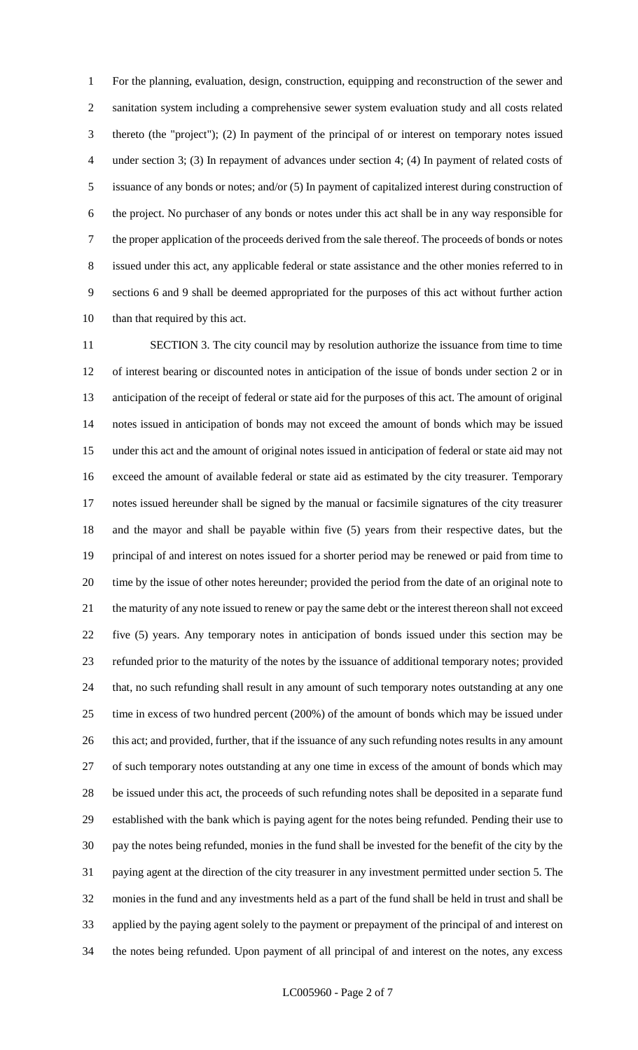For the planning, evaluation, design, construction, equipping and reconstruction of the sewer and sanitation system including a comprehensive sewer system evaluation study and all costs related thereto (the "project"); (2) In payment of the principal of or interest on temporary notes issued under section 3; (3) In repayment of advances under section 4; (4) In payment of related costs of issuance of any bonds or notes; and/or (5) In payment of capitalized interest during construction of the project. No purchaser of any bonds or notes under this act shall be in any way responsible for the proper application of the proceeds derived from the sale thereof. The proceeds of bonds or notes issued under this act, any applicable federal or state assistance and the other monies referred to in sections 6 and 9 shall be deemed appropriated for the purposes of this act without further action than that required by this act.

SECTION 3. The city council may by resolution authorize the issuance from time to time of interest bearing or discounted notes in anticipation of the issue of bonds under section 2 or in anticipation of the receipt of federal or state aid for the purposes of this act. The amount of original notes issued in anticipation of bonds may not exceed the amount of bonds which may be issued under this act and the amount of original notes issued in anticipation of federal or state aid may not exceed the amount of available federal or state aid as estimated by the city treasurer. Temporary notes issued hereunder shall be signed by the manual or facsimile signatures of the city treasurer and the mayor and shall be payable within five (5) years from their respective dates, but the principal of and interest on notes issued for a shorter period may be renewed or paid from time to time by the issue of other notes hereunder; provided the period from the date of an original note to the maturity of any note issued to renew or pay the same debt or the interest thereon shall not exceed five (5) years. Any temporary notes in anticipation of bonds issued under this section may be refunded prior to the maturity of the notes by the issuance of additional temporary notes; provided that, no such refunding shall result in any amount of such temporary notes outstanding at any one time in excess of two hundred percent (200%) of the amount of bonds which may be issued under this act; and provided, further, that if the issuance of any such refunding notes results in any amount of such temporary notes outstanding at any one time in excess of the amount of bonds which may be issued under this act, the proceeds of such refunding notes shall be deposited in a separate fund established with the bank which is paying agent for the notes being refunded. Pending their use to pay the notes being refunded, monies in the fund shall be invested for the benefit of the city by the paying agent at the direction of the city treasurer in any investment permitted under section 5. The monies in the fund and any investments held as a part of the fund shall be held in trust and shall be applied by the paying agent solely to the payment or prepayment of the principal of and interest on the notes being refunded. Upon payment of all principal of and interest on the notes, any excess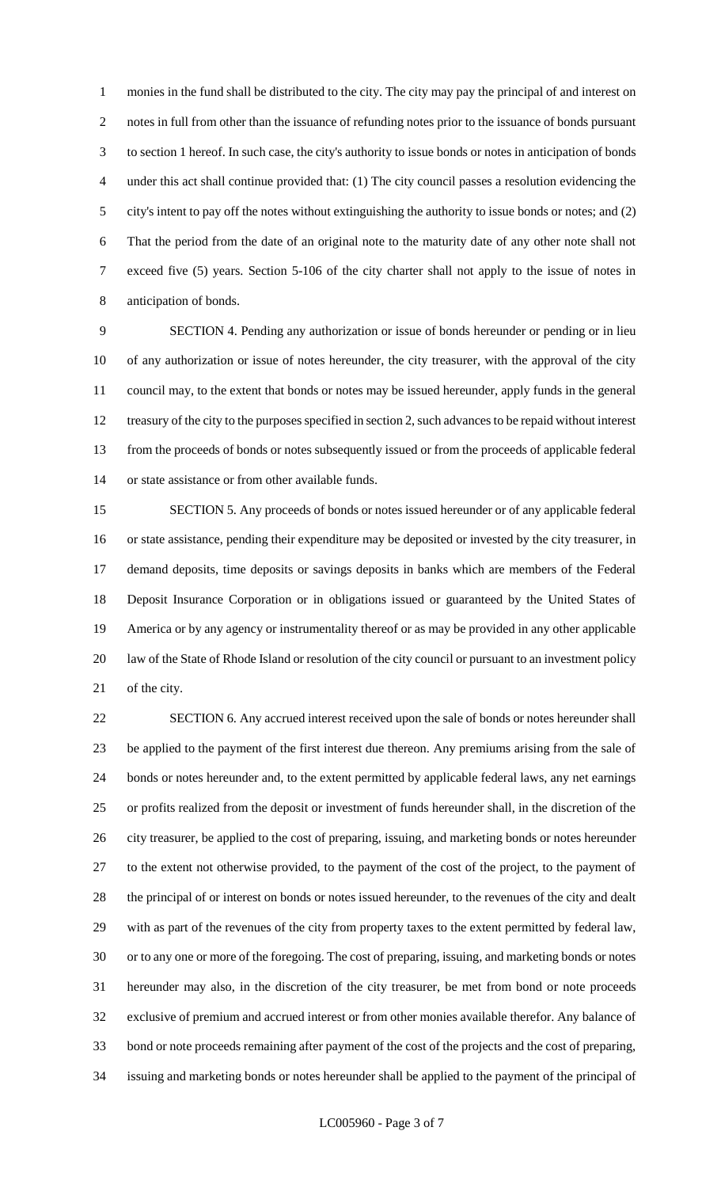monies in the fund shall be distributed to the city. The city may pay the principal of and interest on notes in full from other than the issuance of refunding notes prior to the issuance of bonds pursuant to section 1 hereof. In such case, the city's authority to issue bonds or notes in anticipation of bonds under this act shall continue provided that: (1) The city council passes a resolution evidencing the city's intent to pay off the notes without extinguishing the authority to issue bonds or notes; and (2) That the period from the date of an original note to the maturity date of any other note shall not exceed five (5) years. Section 5-106 of the city charter shall not apply to the issue of notes in anticipation of bonds.

SECTION 4. Pending any authorization or issue of bonds hereunder or pending or in lieu of any authorization or issue of notes hereunder, the city treasurer, with the approval of the city council may, to the extent that bonds or notes may be issued hereunder, apply funds in the general treasury of the city to the purposes specified in section 2, such advances to be repaid without interest from the proceeds of bonds or notes subsequently issued or from the proceeds of applicable federal or state assistance or from other available funds.

SECTION 5. Any proceeds of bonds or notes issued hereunder or of any applicable federal or state assistance, pending their expenditure may be deposited or invested by the city treasurer, in demand deposits, time deposits or savings deposits in banks which are members of the Federal Deposit Insurance Corporation or in obligations issued or guaranteed by the United States of America or by any agency or instrumentality thereof or as may be provided in any other applicable law of the State of Rhode Island or resolution of the city council or pursuant to an investment policy of the city.

SECTION 6. Any accrued interest received upon the sale of bonds or notes hereunder shall be applied to the payment of the first interest due thereon. Any premiums arising from the sale of bonds or notes hereunder and, to the extent permitted by applicable federal laws, any net earnings or profits realized from the deposit or investment of funds hereunder shall, in the discretion of the city treasurer, be applied to the cost of preparing, issuing, and marketing bonds or notes hereunder to the extent not otherwise provided, to the payment of the cost of the project, to the payment of the principal of or interest on bonds or notes issued hereunder, to the revenues of the city and dealt with as part of the revenues of the city from property taxes to the extent permitted by federal law, or to any one or more of the foregoing. The cost of preparing, issuing, and marketing bonds or notes hereunder may also, in the discretion of the city treasurer, be met from bond or note proceeds exclusive of premium and accrued interest or from other monies available therefor. Any balance of bond or note proceeds remaining after payment of the cost of the projects and the cost of preparing, issuing and marketing bonds or notes hereunder shall be applied to the payment of the principal of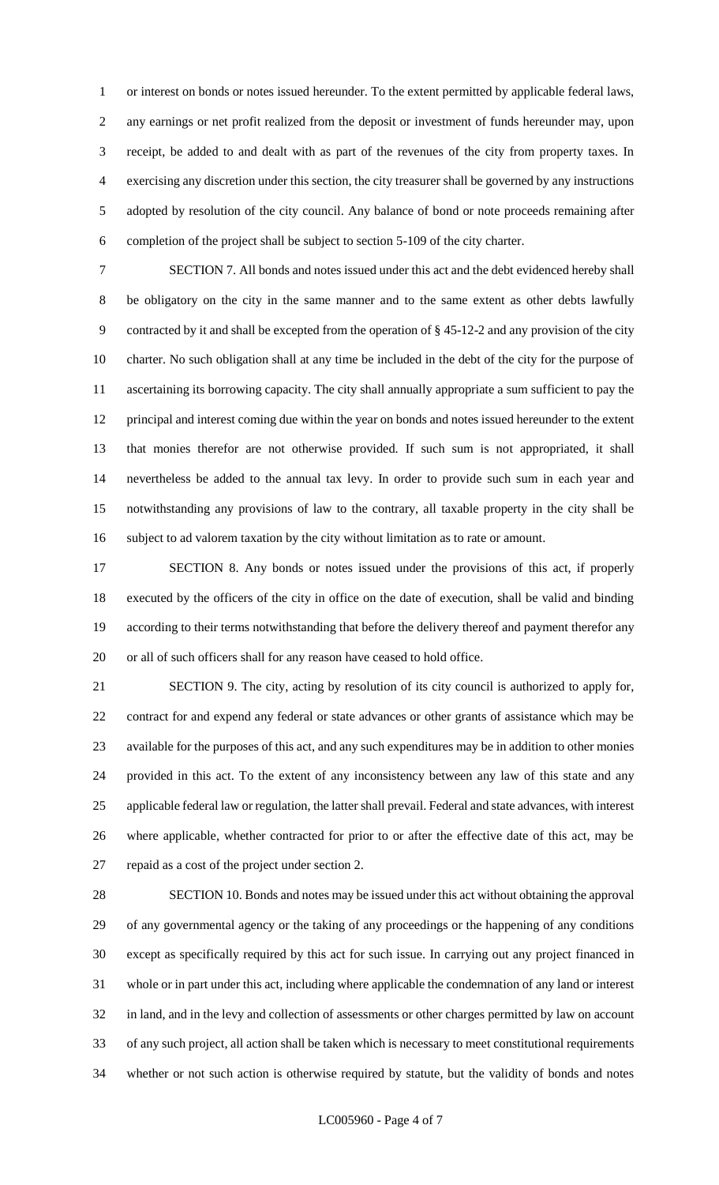or interest on bonds or notes issued hereunder. To the extent permitted by applicable federal laws, any earnings or net profit realized from the deposit or investment of funds hereunder may, upon receipt, be added to and dealt with as part of the revenues of the city from property taxes. In exercising any discretion under this section, the city treasurer shall be governed by any instructions adopted by resolution of the city council. Any balance of bond or note proceeds remaining after completion of the project shall be subject to section 5-109 of the city charter.

SECTION 7. All bonds and notes issued under this act and the debt evidenced hereby shall be obligatory on the city in the same manner and to the same extent as other debts lawfully contracted by it and shall be excepted from the operation of § 45-12-2 and any provision of the city charter. No such obligation shall at any time be included in the debt of the city for the purpose of ascertaining its borrowing capacity. The city shall annually appropriate a sum sufficient to pay the principal and interest coming due within the year on bonds and notes issued hereunder to the extent that monies therefor are not otherwise provided. If such sum is not appropriated, it shall nevertheless be added to the annual tax levy. In order to provide such sum in each year and notwithstanding any provisions of law to the contrary, all taxable property in the city shall be subject to ad valorem taxation by the city without limitation as to rate or amount.

SECTION 8. Any bonds or notes issued under the provisions of this act, if properly executed by the officers of the city in office on the date of execution, shall be valid and binding according to their terms notwithstanding that before the delivery thereof and payment therefor any or all of such officers shall for any reason have ceased to hold office.

SECTION 9. The city, acting by resolution of its city council is authorized to apply for, contract for and expend any federal or state advances or other grants of assistance which may be available for the purposes of this act, and any such expenditures may be in addition to other monies provided in this act. To the extent of any inconsistency between any law of this state and any applicable federal law or regulation, the latter shall prevail. Federal and state advances, with interest where applicable, whether contracted for prior to or after the effective date of this act, may be repaid as a cost of the project under section 2.

SECTION 10. Bonds and notes may be issued under this act without obtaining the approval of any governmental agency or the taking of any proceedings or the happening of any conditions except as specifically required by this act for such issue. In carrying out any project financed in whole or in part under this act, including where applicable the condemnation of any land or interest in land, and in the levy and collection of assessments or other charges permitted by law on account of any such project, all action shall be taken which is necessary to meet constitutional requirements whether or not such action is otherwise required by statute, but the validity of bonds and notes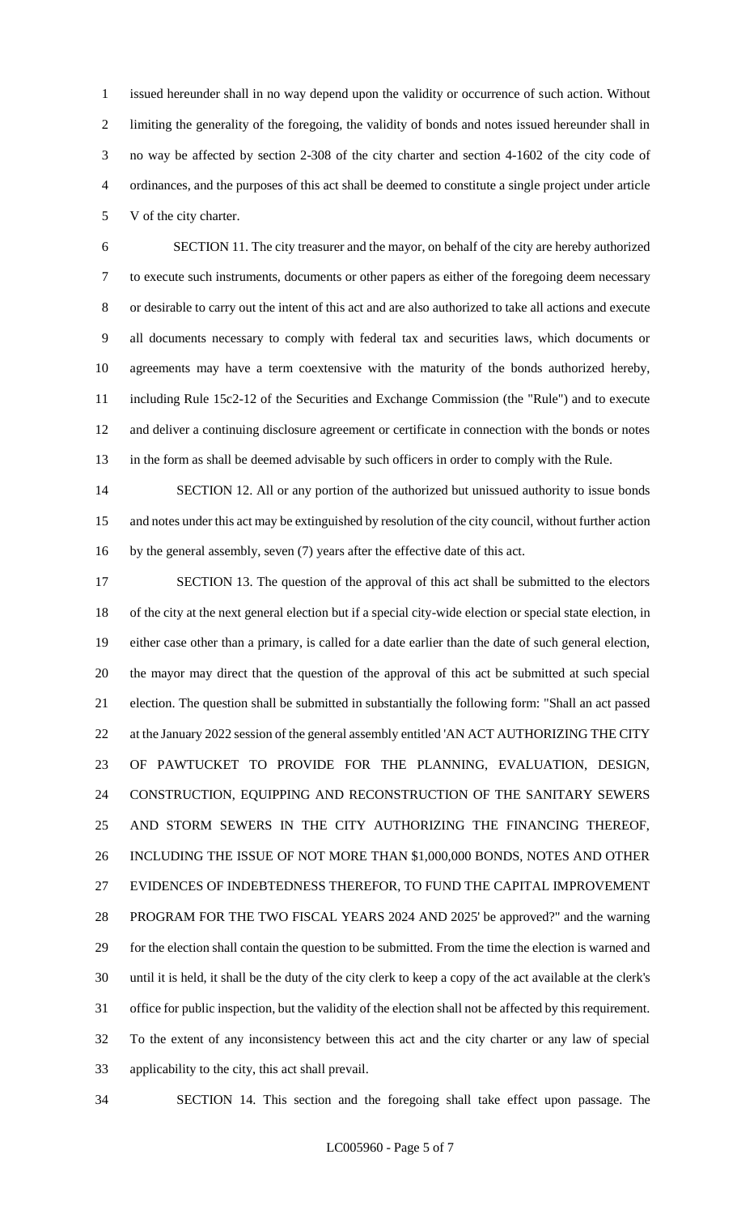issued hereunder shall in no way depend upon the validity or occurrence of such action. Without limiting the generality of the foregoing, the validity of bonds and notes issued hereunder shall in no way be affected by section 2-308 of the city charter and section 4-1602 of the city code of ordinances, and the purposes of this act shall be deemed to constitute a single project under article V of the city charter.

SECTION 11. The city treasurer and the mayor, on behalf of the city are hereby authorized to execute such instruments, documents or other papers as either of the foregoing deem necessary or desirable to carry out the intent of this act and are also authorized to take all actions and execute all documents necessary to comply with federal tax and securities laws, which documents or agreements may have a term coextensive with the maturity of the bonds authorized hereby, including Rule 15c2-12 of the Securities and Exchange Commission (the "Rule") and to execute and deliver a continuing disclosure agreement or certificate in connection with the bonds or notes in the form as shall be deemed advisable by such officers in order to comply with the Rule.

SECTION 12. All or any portion of the authorized but unissued authority to issue bonds and notes under this act may be extinguished by resolution of the city council, without further action by the general assembly, seven (7) years after the effective date of this act.

SECTION 13. The question of the approval of this act shall be submitted to the electors of the city at the next general election but if a special city-wide election or special state election, in either case other than a primary, is called for a date earlier than the date of such general election, the mayor may direct that the question of the approval of this act be submitted at such special election. The question shall be submitted in substantially the following form: "Shall an act passed at the January 2022 session of the general assembly entitled 'AN ACT AUTHORIZING THE CITY OF PAWTUCKET TO PROVIDE FOR THE PLANNING, EVALUATION, DESIGN, CONSTRUCTION, EQUIPPING AND RECONSTRUCTION OF THE SANITARY SEWERS AND STORM SEWERS IN THE CITY AUTHORIZING THE FINANCING THEREOF, INCLUDING THE ISSUE OF NOT MORE THAN $1,000,000 BONDS, NOTES AND OTHER EVIDENCES OF INDEBTEDNESS THEREFOR, TO FUND THE CAPITAL IMPROVEMENT PROGRAM FOR THE TWO FISCAL YEARS 2024 AND 2025' be approved?" and the warning for the election shall contain the question to be submitted. From the time the election is warned and until it is held, it shall be the duty of the city clerk to keep a copy of the act available at the clerk's office for public inspection, but the validity of the election shall not be affected by this requirement. To the extent of any inconsistency between this act and the city charter or any law of special applicability to the city, this act shall prevail.

SECTION 14. This section and the foregoing shall take effect upon passage. The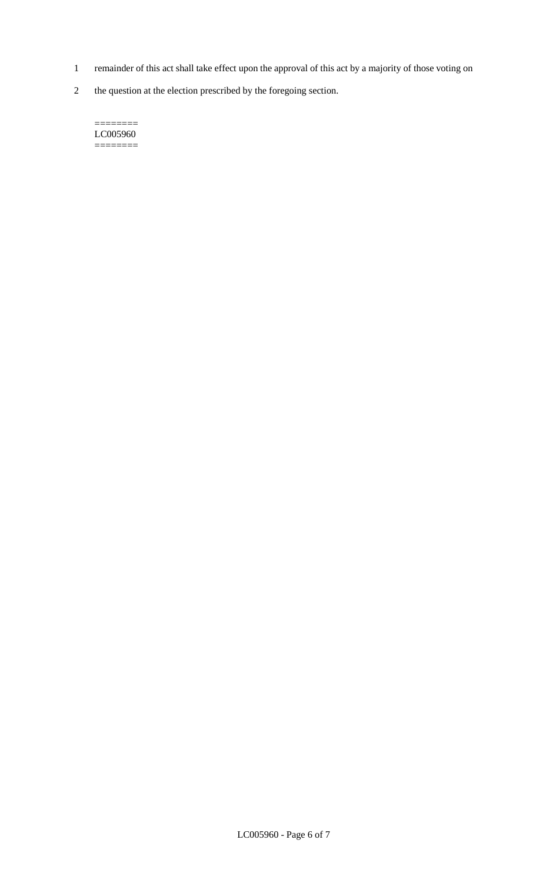remainder of this act shall take effect upon the approval of this act by a majority of those voting on the question at the election prescribed by the foregoing section.

========
LC005960
========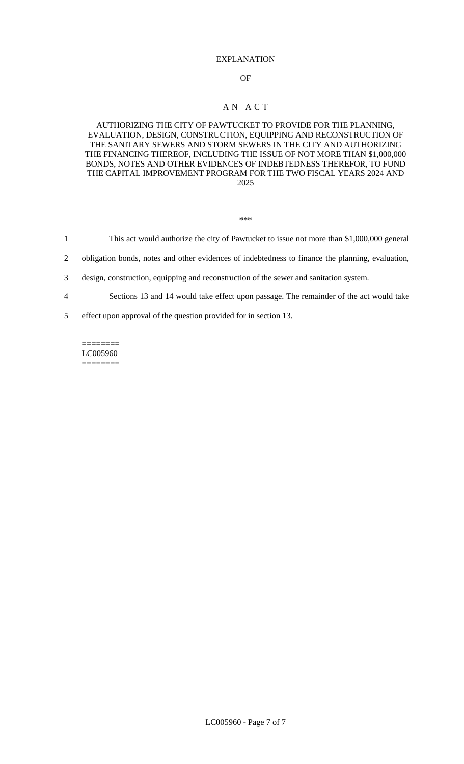# EXPLANATION

# OF

# A N  A C T

## AUTHORIZING THE CITY OF PAWTUCKET TO PROVIDE FOR THE PLANNING, EVALUATION, DESIGN, CONSTRUCTION, EQUIPPING AND RECONSTRUCTION OF THE SANITARY SEWERS AND STORM SEWERS IN THE CITY AND AUTHORIZING THE FINANCING THEREOF, INCLUDING THE ISSUE OF NOT MORE THAN $1,000,000 BONDS, NOTES AND OTHER EVIDENCES OF INDEBTEDNESS THEREFOR, TO FUND THE CAPITAL IMPROVEMENT PROGRAM FOR THE TWO FISCAL YEARS 2024 AND 2025

***

1 This act would authorize the city of Pawtucket to issue not more than $1,000,000 general
2 obligation bonds, notes and other evidences of indebtedness to finance the planning, evaluation,
3 design, construction, equipping and reconstruction of the sewer and sanitation system.
4 Sections 13 and 14 would take effect upon passage. The remainder of the act would take
5 effect upon approval of the question provided for in section 13.

========
LC005960
========